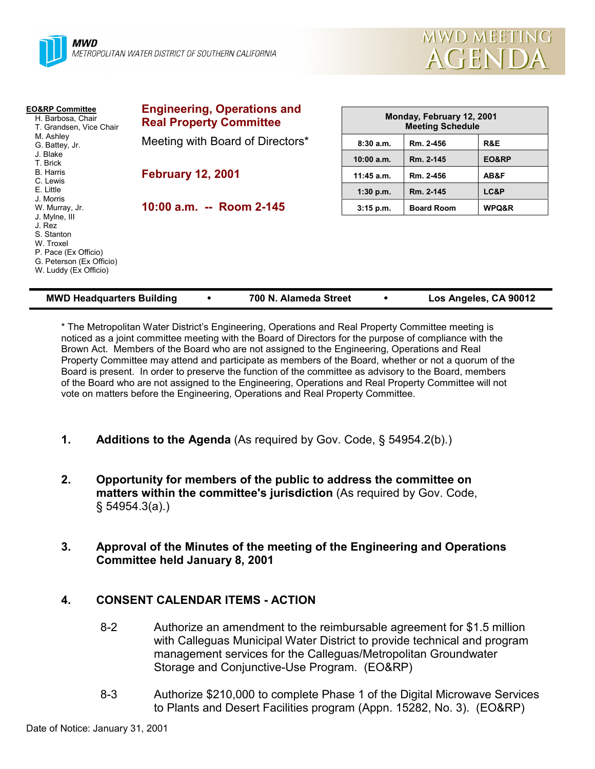**MWD**
METROPOLITAN WATER DISTRICT OF SOUTHERN CALIFORNIA

MWD MEETING AGENDA

**EO&RP Committee**
- H. Barbosa, Chair
- T. Grandsen, Vice Chair
- M. Ashley
- G. Battey, Jr.
- J. Blake
- T. Brick
- B. Harris
- C. Lewis
- E. Little
- J. Morris
- W. Murray, Jr.
- J. Mylne, III
- J. Rez
- S. Stanton
- W. Troxel
- P. Pace (Ex Officio)
- G. Peterson (Ex Officio)
- W. Luddy (Ex Officio)

## Engineering, Operations and Real Property Committee

Meeting with Board of Directors*

**February 12, 2001**

**10:00 a.m. -- Room 2-145**

| Monday, February 12, 2001 Meeting Schedule | | |
|---|---|---|
| 8:30 a.m. | Rm. 2-456 | R&E |
| 10:00 a.m. | Rm. 2-145 | EO&RP |
| 11:45 a.m. | Rm. 2-456 | AB&F |
| 1:30 p.m. | Rm. 2-145 | LC&P |
| 3:15 p.m. | Board Room | WPQ&R |

**MWD Headquarters Building • 700 N. Alameda Street • Los Angeles, CA 90012**

* The Metropolitan Water District's Engineering, Operations and Real Property Committee meeting is noticed as a joint committee meeting with the Board of Directors for the purpose of compliance with the Brown Act. Members of the Board who are not assigned to the Engineering, Operations and Real Property Committee may attend and participate as members of the Board, whether or not a quorum of the Board is present. In order to preserve the function of the committee as advisory to the Board, members of the Board who are not assigned to the Engineering, Operations and Real Property Committee will not vote on matters before the Engineering, Operations and Real Property Committee.

1. **Additions to the Agenda** (As required by Gov. Code, § 54954.2(b).)

2. **Opportunity for members of the public to address the committee on matters within the committee's jurisdiction** (As required by Gov. Code, § 54954.3(a).)

3. **Approval of the Minutes of the meeting of the Engineering and Operations Committee held January 8, 2001**

4. **CONSENT CALENDAR ITEMS - ACTION**

   8-2 Authorize an amendment to the reimbursable agreement for $1.5 million with Calleguas Municipal Water District to provide technical and program management services for the Calleguas/Metropolitan Groundwater Storage and Conjunctive-Use Program. (EO&RP)

   8-3 Authorize $210,000 to complete Phase 1 of the Digital Microwave Services to Plants and Desert Facilities program (Appn. 15282, No. 3). (EO&RP)

Date of Notice: January 31, 2001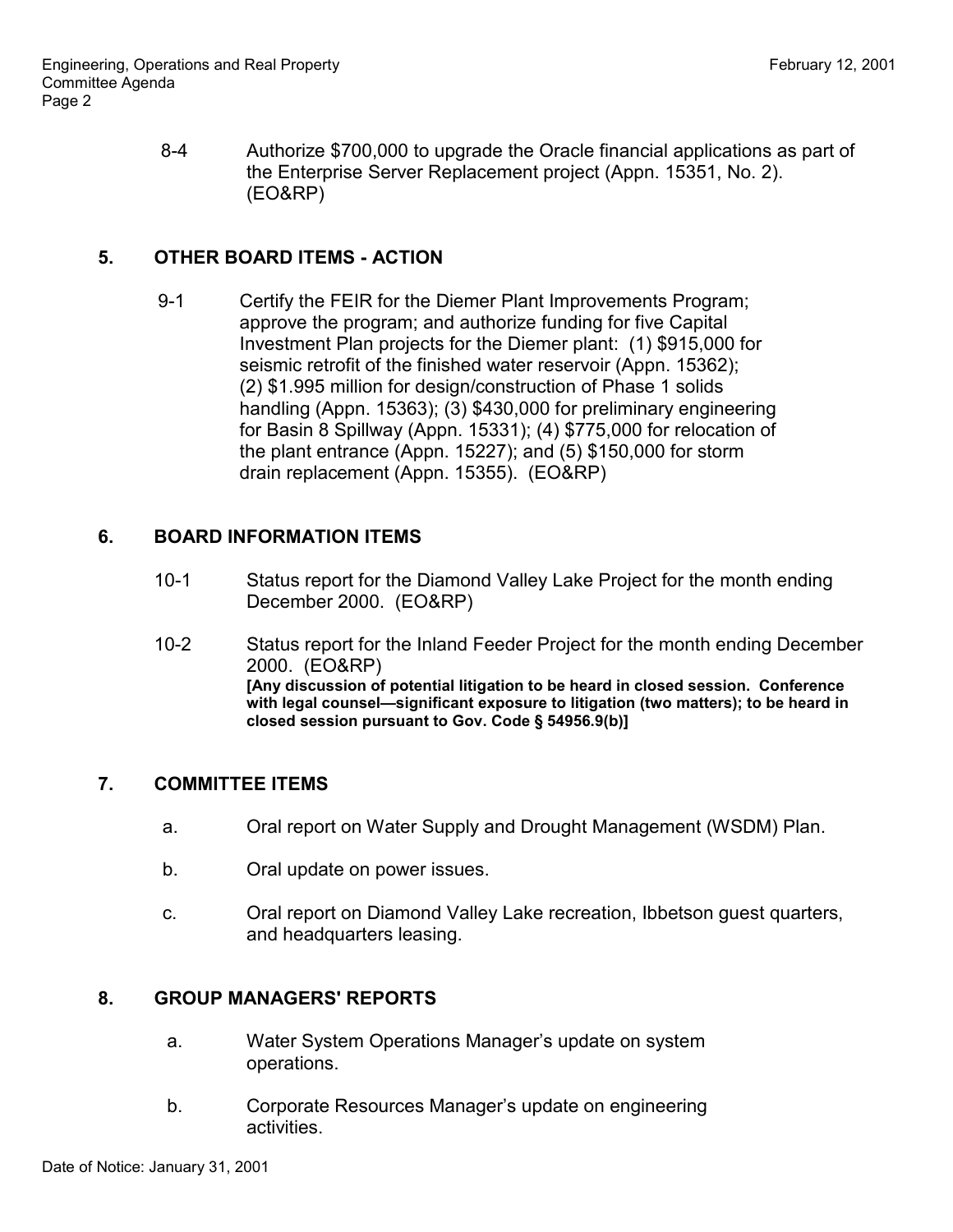8-4 Authorize $700,000 to upgrade the Oracle financial applications as part of the Enterprise Server Replacement project (Appn. 15351, No. 2). (EO&RP)

## 5. OTHER BOARD ITEMS - ACTION

9-1 Certify the FEIR for the Diemer Plant Improvements Program; approve the program; and authorize funding for five Capital Investment Plan projects for the Diemer plant: (1) $915,000 for seismic retrofit of the finished water reservoir (Appn. 15362); (2) $1.995 million for design/construction of Phase 1 solids handling (Appn. 15363); (3) $430,000 for preliminary engineering for Basin 8 Spillway (Appn. 15331); (4) $775,000 for relocation of the plant entrance (Appn. 15227); and (5) $150,000 for storm drain replacement (Appn. 15355). (EO&RP)

## 6. BOARD INFORMATION ITEMS

10-1 Status report for the Diamond Valley Lake Project for the month ending December 2000. (EO&RP)

10-2 Status report for the Inland Feeder Project for the month ending December 2000. (EO&RP)
**[Any discussion of potential litigation to be heard in closed session. Conference with legal counsel—significant exposure to litigation (two matters); to be heard in closed session pursuant to Gov. Code § 54956.9(b)]**

## 7. COMMITTEE ITEMS

a. Oral report on Water Supply and Drought Management (WSDM) Plan.

b. Oral update on power issues.

c. Oral report on Diamond Valley Lake recreation, Ibbetson guest quarters, and headquarters leasing.

## 8. GROUP MANAGERS' REPORTS

a. Water System Operations Manager's update on system operations.

b. Corporate Resources Manager's update on engineering activities.

Date of Notice: January 31, 2001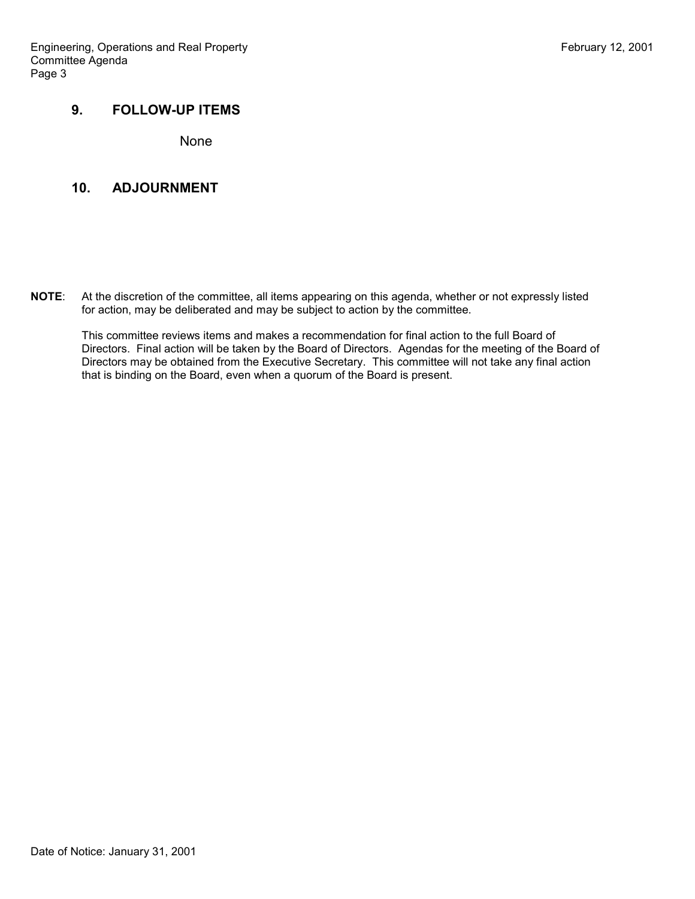## 9. FOLLOW-UP ITEMS

None

## 10. ADJOURNMENT

**NOTE**: At the discretion of the committee, all items appearing on this agenda, whether or not expressly listed for action, may be deliberated and may be subject to action by the committee.

This committee reviews items and makes a recommendation for final action to the full Board of Directors. Final action will be taken by the Board of Directors. Agendas for the meeting of the Board of Directors may be obtained from the Executive Secretary. This committee will not take any final action that is binding on the Board, even when a quorum of the Board is present.

Date of Notice: January 31, 2001